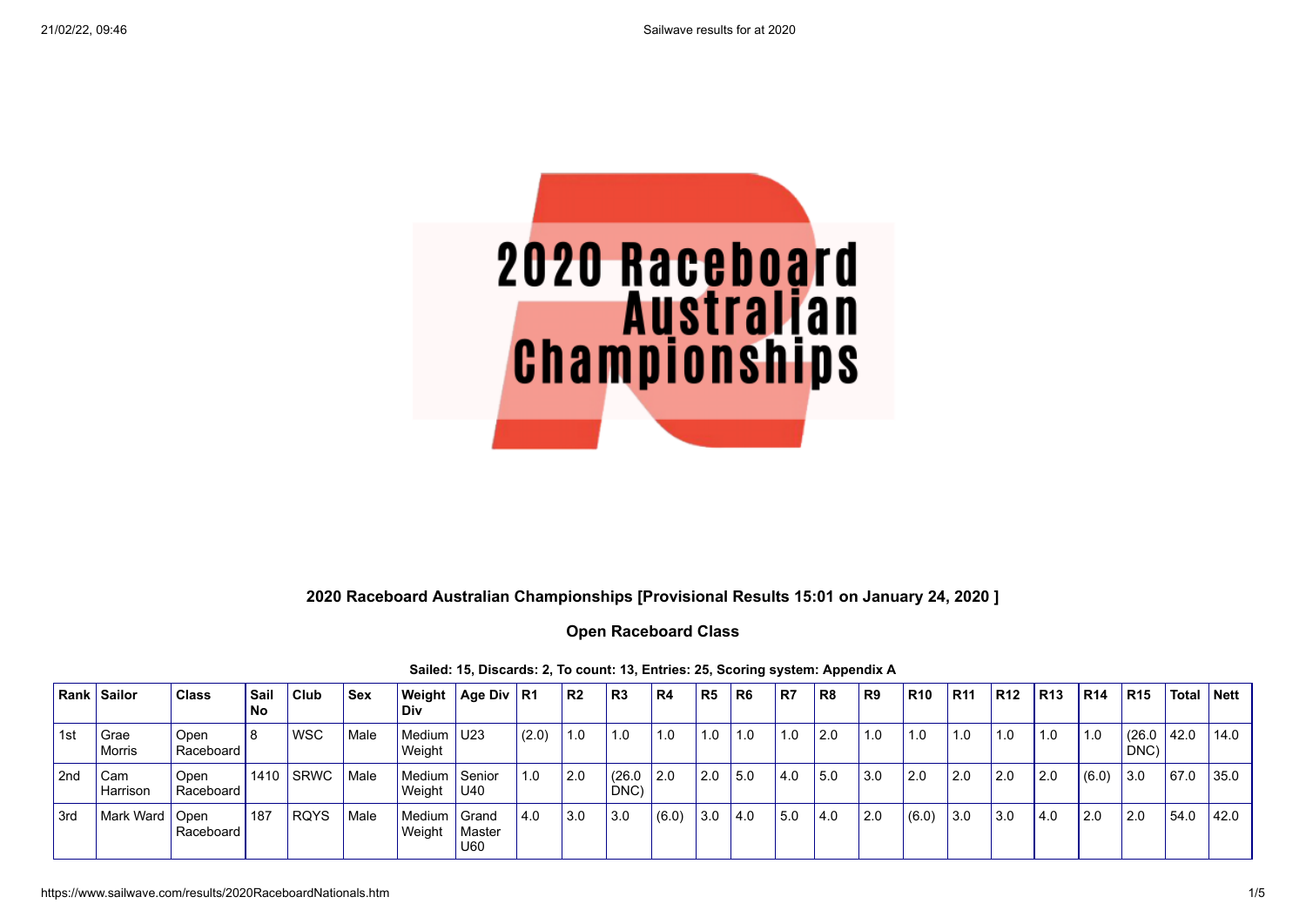# 2020 Raceboard Australian Championships

## 2020 Raceboard Australian Championships [Provisional Results 15:01 on January 24, 2020 ]

### Open Raceboard Class

**Sailed: 15, Discards: 2, To count: 13, Entries: 25, Scoring system: Appendix A**

| Rank | Sailor | Class | Sail No | Club | Sex | Weight Div | Age Div | R1 | R2 | R3 | R4 | R5 | R6 | R7 | R8 | R9 | R10 | R11 | R12 | R13 | R14 | R15 | Total | Nett |
|---|---|---|---|---|---|---|---|---|---|---|---|---|---|---|---|---|---|---|---|---|---|---|---|---|
| 1st | Grae Morris | Open Raceboard | 8 | WSC | Male | Medium Weight | U23 | (2.0) | 1.0 | 1.0 | 1.0 | 1.0 | 1.0 | 1.0 | 2.0 | 1.0 | 1.0 | 1.0 | 1.0 | 1.0 | 1.0 | (26.0 DNC) | 42.0 | 14.0 |
| 2nd | Cam Harrison | Open Raceboard | 1410 | SRWC | Male | Medium Weight | Senior U40 | 1.0 | 2.0 | (26.0 DNC) | 2.0 | 2.0 | 5.0 | 4.0 | 5.0 | 3.0 | 2.0 | 2.0 | 2.0 | 2.0 | (6.0) | 3.0 | 67.0 | 35.0 |
| 3rd | Mark Ward | Open Raceboard | 187 | RQYS | Male | Medium Weight | Grand Master U60 | 4.0 | 3.0 | 3.0 | (6.0) | 3.0 | 4.0 | 5.0 | 4.0 | 2.0 | (6.0) | 3.0 | 3.0 | 4.0 | 2.0 | 2.0 | 54.0 | 42.0 |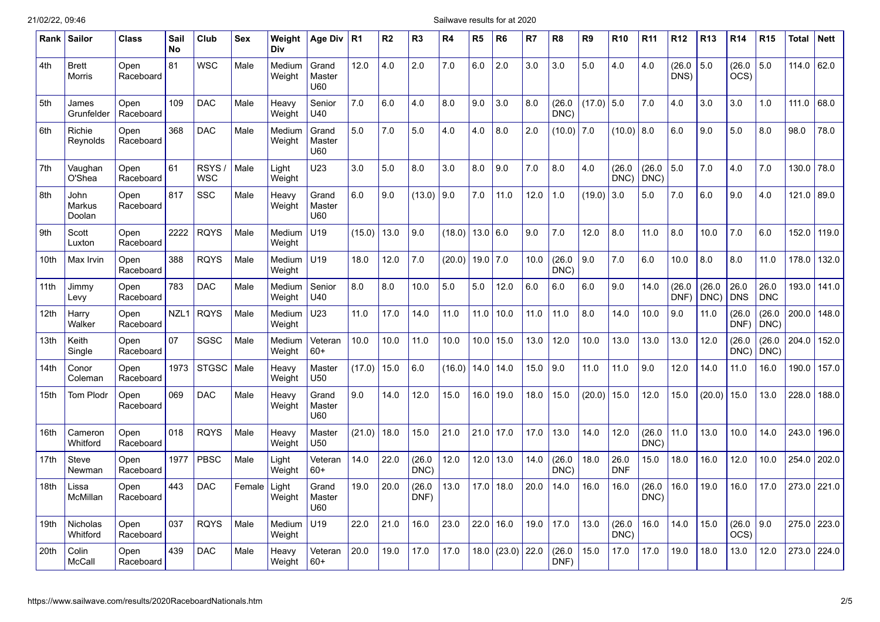| Rank | Sailor | Class | Sail No | Club | Sex | Weight Div | Age Div | R1 | R2 | R3 | R4 | R5 | R6 | R7 | R8 | R9 | R10 | R11 | R12 | R13 | R14 | R15 | Total | Nett |
|---|---|---|---|---|---|---|---|---|---|---|---|---|---|---|---|---|---|---|---|---|---|---|---|---|
| 4th | Brett Morris | Open Raceboard | 81 | WSC | Male | Medium Weight | Grand Master U60 | 12.0 | 4.0 | 2.0 | 7.0 | 6.0 | 2.0 | 3.0 | 3.0 | 5.0 | 4.0 | 4.0 | (26.0 DNS) | 5.0 | (26.0 OCS) | 5.0 | 114.0 | 62.0 |
| 5th | James Grunfelder | Open Raceboard | 109 | DAC | Male | Heavy Weight | Senior U40 | 7.0 | 6.0 | 4.0 | 8.0 | 9.0 | 3.0 | 8.0 | (26.0 DNC) | (17.0) | 5.0 | 7.0 | 4.0 | 3.0 | 3.0 | 1.0 | 111.0 | 68.0 |
| 6th | Richie Reynolds | Open Raceboard | 368 | DAC | Male | Medium Weight | Grand Master U60 | 5.0 | 7.0 | 5.0 | 4.0 | 4.0 | 8.0 | 2.0 | (10.0) | 7.0 | (10.0) | 8.0 | 6.0 | 9.0 | 5.0 | 8.0 | 98.0 | 78.0 |
| 7th | Vaughan O'Shea | Open Raceboard | 61 | RSYS / WSC | Male | Light Weight | U23 | 3.0 | 5.0 | 8.0 | 3.0 | 8.0 | 9.0 | 7.0 | 8.0 | 4.0 | (26.0 DNC) | (26.0 DNC) | 5.0 | 7.0 | 4.0 | 7.0 | 130.0 | 78.0 |
| 8th | John Markus Doolan | Open Raceboard | 817 | SSC | Male | Heavy Weight | Grand Master U60 | 6.0 | 9.0 | (13.0) | 9.0 | 7.0 | 11.0 | 12.0 | 1.0 | (19.0) | 3.0 | 5.0 | 7.0 | 6.0 | 9.0 | 4.0 | 121.0 | 89.0 |
| 9th | Scott Luxton | Open Raceboard | 2222 | RQYS | Male | Medium Weight | U19 | (15.0) | 13.0 | 9.0 | (18.0) | 13.0 | 6.0 | 9.0 | 7.0 | 12.0 | 8.0 | 11.0 | 8.0 | 10.0 | 7.0 | 6.0 | 152.0 | 119.0 |
| 10th | Max Irvin | Open Raceboard | 388 | RQYS | Male | Medium Weight | U19 | 18.0 | 12.0 | 7.0 | (20.0) | 19.0 | 7.0 | 10.0 | (26.0 DNC) | 9.0 | 7.0 | 6.0 | 10.0 | 8.0 | 8.0 | 11.0 | 178.0 | 132.0 |
| 11th | Jimmy Levy | Open Raceboard | 783 | DAC | Male | Medium Weight | Senior U40 | 8.0 | 8.0 | 10.0 | 5.0 | 5.0 | 12.0 | 6.0 | 6.0 | 6.0 | 9.0 | 14.0 | (26.0 DNF) | (26.0 DNC) | 26.0 DNS | 26.0 DNC | 193.0 | 141.0 |
| 12th | Harry Walker | Open Raceboard | NZL1 | RQYS | Male | Medium Weight | U23 | 11.0 | 17.0 | 14.0 | 11.0 | 11.0 | 10.0 | 11.0 | 11.0 | 8.0 | 14.0 | 10.0 | 9.0 | 11.0 | (26.0 DNF) | (26.0 DNC) | 200.0 | 148.0 |
| 13th | Keith Single | Open Raceboard | 07 | SGSC | Male | Medium Weight | Veteran 60+ | 10.0 | 10.0 | 11.0 | 10.0 | 10.0 | 15.0 | 13.0 | 12.0 | 10.0 | 13.0 | 13.0 | 13.0 | 12.0 | (26.0 DNC) | (26.0 DNC) | 204.0 | 152.0 |
| 14th | Conor Coleman | Open Raceboard | 1973 | STGSC | Male | Heavy Weight | Master U50 | (17.0) | 15.0 | 6.0 | (16.0) | 14.0 | 14.0 | 15.0 | 9.0 | 11.0 | 11.0 | 9.0 | 12.0 | 14.0 | 11.0 | 16.0 | 190.0 | 157.0 |
| 15th | Tom Plodr | Open Raceboard | 069 | DAC | Male | Heavy Weight | Grand Master U60 | 9.0 | 14.0 | 12.0 | 15.0 | 16.0 | 19.0 | 18.0 | 15.0 | (20.0) | 15.0 | 12.0 | 15.0 | (20.0) | 15.0 | 13.0 | 228.0 | 188.0 |
| 16th | Cameron Whitford | Open Raceboard | 018 | RQYS | Male | Heavy Weight | Master U50 | (21.0) | 18.0 | 15.0 | 21.0 | 21.0 | 17.0 | 17.0 | 13.0 | 14.0 | 12.0 | (26.0 DNC) | 11.0 | 13.0 | 10.0 | 14.0 | 243.0 | 196.0 |
| 17th | Steve Newman | Open Raceboard | 1977 | PBSC | Male | Light Weight | Veteran 60+ | 14.0 | 22.0 | (26.0 DNC) | 12.0 | 12.0 | 13.0 | 14.0 | (26.0 DNC) | 18.0 | 26.0 DNF | 15.0 | 18.0 | 16.0 | 12.0 | 10.0 | 254.0 | 202.0 |
| 18th | Lissa McMillan | Open Raceboard | 443 | DAC | Female | Light Weight | Grand Master U60 | 19.0 | 20.0 | (26.0 DNF) | 13.0 | 17.0 | 18.0 | 20.0 | 14.0 | 16.0 | 16.0 | (26.0 DNC) | 16.0 | 19.0 | 16.0 | 17.0 | 273.0 | 221.0 |
| 19th | Nicholas Whitford | Open Raceboard | 037 | RQYS | Male | Medium Weight | U19 | 22.0 | 21.0 | 16.0 | 23.0 | 22.0 | 16.0 | 19.0 | 17.0 | 13.0 | (26.0 DNC) | 16.0 | 14.0 | 15.0 | (26.0 OCS) | 9.0 | 275.0 | 223.0 |
| 20th | Colin McCall | Open Raceboard | 439 | DAC | Male | Heavy Weight | Veteran 60+ | 20.0 | 19.0 | 17.0 | 17.0 | 18.0 | (23.0) | 22.0 | (26.0 DNF) | 15.0 | 17.0 | 17.0 | 19.0 | 18.0 | 13.0 | 12.0 | 273.0 | 224.0 |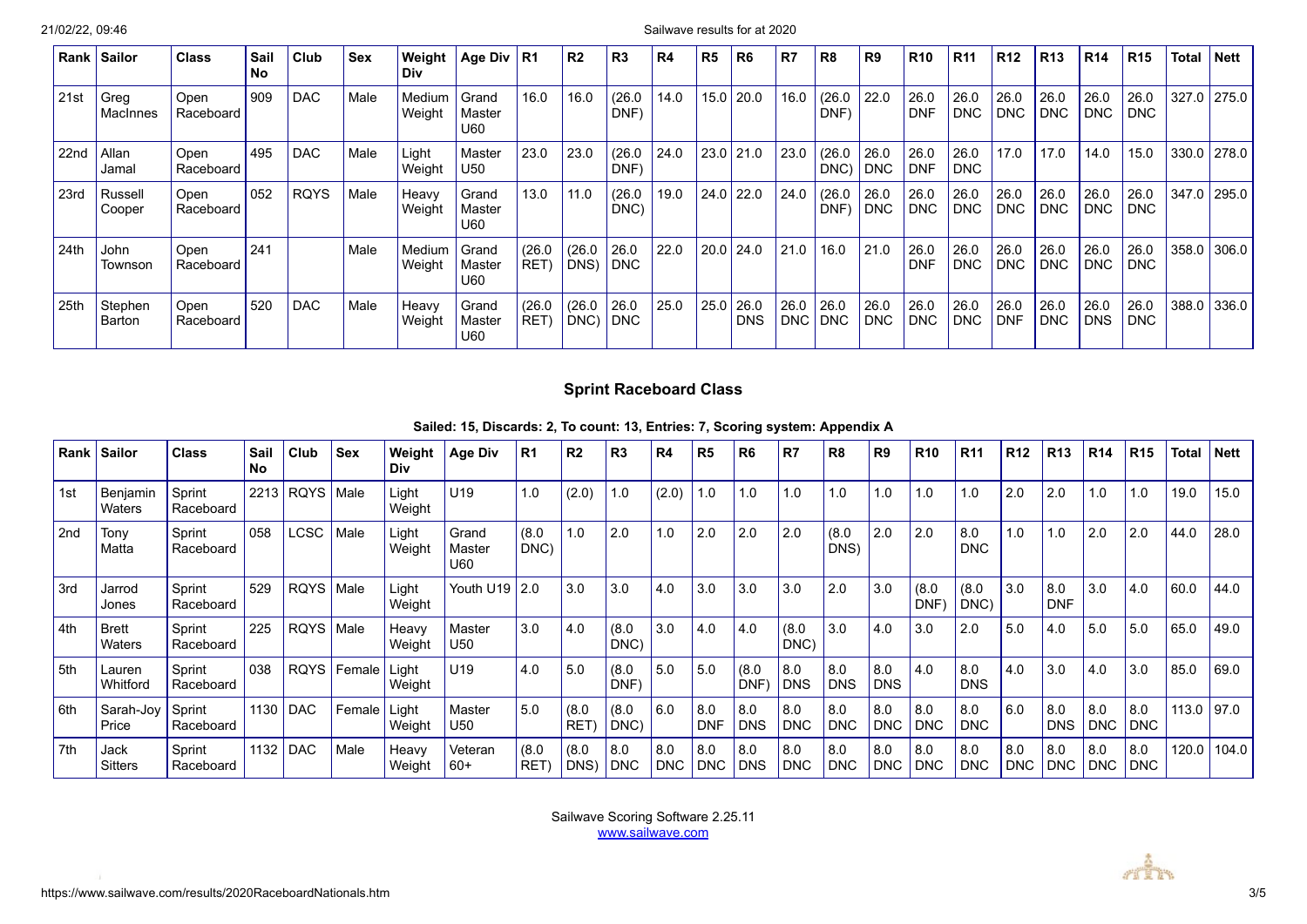| Rank | Sailor | Class | Sail No | Club | Sex | Weight Div | Age Div | R1 | R2 | R3 | R4 | R5 | R6 | R7 | R8 | R9 | R10 | R11 | R12 | R13 | R14 | R15 | Total | Nett |
|---|---|---|---|---|---|---|---|---|---|---|---|---|---|---|---|---|---|---|---|---|---|---|---|---|
| 21st | Greg MacInnes | Open Raceboard | 909 | DAC | Male | Medium Weight | Grand Master U60 | 16.0 | 16.0 | (26.0 DNF) | 14.0 | 15.0 | 20.0 | 16.0 | (26.0 DNF) | 22.0 | 26.0 DNF | 26.0 DNC | 26.0 DNC | 26.0 DNC | 26.0 DNC | 26.0 DNC | 327.0 | 275.0 |
| 22nd | Allan Jamal | Open Raceboard | 495 | DAC | Male | Light Weight | Master U50 | 23.0 | 23.0 | (26.0 DNF) | 24.0 | 23.0 | 21.0 | 23.0 | (26.0 DNC) | 26.0 DNC | 26.0 DNF | 26.0 DNC | 17.0 | 17.0 | 14.0 | 15.0 | 330.0 | 278.0 |
| 23rd | Russell Cooper | Open Raceboard | 052 | RQYS | Male | Heavy Weight | Grand Master U60 | 13.0 | 11.0 | (26.0 DNC) | 19.0 | 24.0 | 22.0 | 24.0 | (26.0 DNF) | 26.0 DNC | 26.0 DNC | 26.0 DNC | 26.0 DNC | 26.0 DNC | 26.0 DNC | 26.0 DNC | 347.0 | 295.0 |
| 24th | John Townson | Open Raceboard | 241 | | Male | Medium Weight | Grand Master U60 | (26.0 RET) | (26.0 DNS) | 26.0 DNC | 22.0 | 20.0 | 24.0 | 21.0 | 16.0 | 21.0 | 26.0 DNF | 26.0 DNC | 26.0 DNC | 26.0 DNC | 26.0 DNC | 26.0 DNC | 358.0 | 306.0 |
| 25th | Stephen Barton | Open Raceboard | 520 | DAC | Male | Heavy Weight | Grand Master U60 | (26.0 RET) | (26.0 DNC) | 26.0 DNC | 25.0 | 25.0 | 26.0 DNS | 26.0 DNC | 26.0 DNC | 26.0 DNC | 26.0 DNC | 26.0 DNC | 26.0 DNF | 26.0 DNC | 26.0 DNS | 26.0 DNC | 388.0 | 336.0 |

## Sprint Raceboard Class

**Sailed: 15, Discards: 2, To count: 13, Entries: 7, Scoring system: Appendix A**

| Rank | Sailor | Class | Sail No | Club | Sex | Weight Div | Age Div | R1 | R2 | R3 | R4 | R5 | R6 | R7 | R8 | R9 | R10 | R11 | R12 | R13 | R14 | R15 | Total | Nett |
|---|---|---|---|---|---|---|---|---|---|---|---|---|---|---|---|---|---|---|---|---|---|---|---|---|
| 1st | Benjamin Waters | Sprint Raceboard | 2213 | RQYS | Male | Light Weight | U19 | 1.0 | (2.0) | 1.0 | (2.0) | 1.0 | 1.0 | 1.0 | 1.0 | 1.0 | 1.0 | 1.0 | 2.0 | 2.0 | 1.0 | 1.0 | 19.0 | 15.0 |
| 2nd | Tony Matta | Sprint Raceboard | 058 | LCSC | Male | Light Weight | Grand Master U60 | (8.0 DNC) | 1.0 | 2.0 | 1.0 | 2.0 | 2.0 | 2.0 | (8.0 DNS) | 2.0 | 2.0 | 8.0 DNC | 1.0 | 1.0 | 2.0 | 2.0 | 44.0 | 28.0 |
| 3rd | Jarrod Jones | Sprint Raceboard | 529 | RQYS | Male | Light Weight | Youth U19 | 2.0 | 3.0 | 3.0 | 4.0 | 3.0 | 3.0 | 3.0 | 2.0 | 3.0 | (8.0 DNF) | (8.0 DNC) | 3.0 | 8.0 DNF | 3.0 | 4.0 | 60.0 | 44.0 |
| 4th | Brett Waters | Sprint Raceboard | 225 | RQYS | Male | Heavy Weight | Master U50 | 3.0 | 4.0 | (8.0 DNC) | 3.0 | 4.0 | 4.0 | (8.0 DNC) | 3.0 | 4.0 | 3.0 | 2.0 | 5.0 | 4.0 | 5.0 | 5.0 | 65.0 | 49.0 |
| 5th | Lauren Whitford | Sprint Raceboard | 038 | RQYS | Female | Light Weight | U19 | 4.0 | 5.0 | (8.0 DNF) | 5.0 | 5.0 | (8.0 DNF) | 8.0 DNS | 8.0 DNS | 8.0 DNS | 4.0 | 8.0 DNS | 4.0 | 3.0 | 4.0 | 3.0 | 85.0 | 69.0 |
| 6th | Sarah-Joy Price | Sprint Raceboard | 1130 | DAC | Female | Light Weight | Master U50 | 5.0 | (8.0 RET) | (8.0 DNC) | 6.0 | 8.0 DNF | 8.0 DNS | 8.0 DNC | 8.0 DNC | 8.0 DNC | 8.0 DNC | 8.0 DNC | 6.0 | 8.0 DNS | 8.0 DNC | 8.0 DNC | 113.0 | 97.0 |
| 7th | Jack Sitters | Sprint Raceboard | 1132 | DAC | Male | Heavy Weight | Veteran 60+ | (8.0 RET) | (8.0 DNS) | 8.0 DNC | 8.0 DNC | 8.0 DNC | 8.0 DNS | 8.0 DNC | 8.0 DNC | 8.0 DNC | 8.0 DNC | 8.0 DNC | 8.0 DNC | 8.0 DNC | 8.0 DNC | 8.0 DNC | 120.0 | 104.0 |

Sailwave Scoring Software 2.25.11
www.sailwave.com